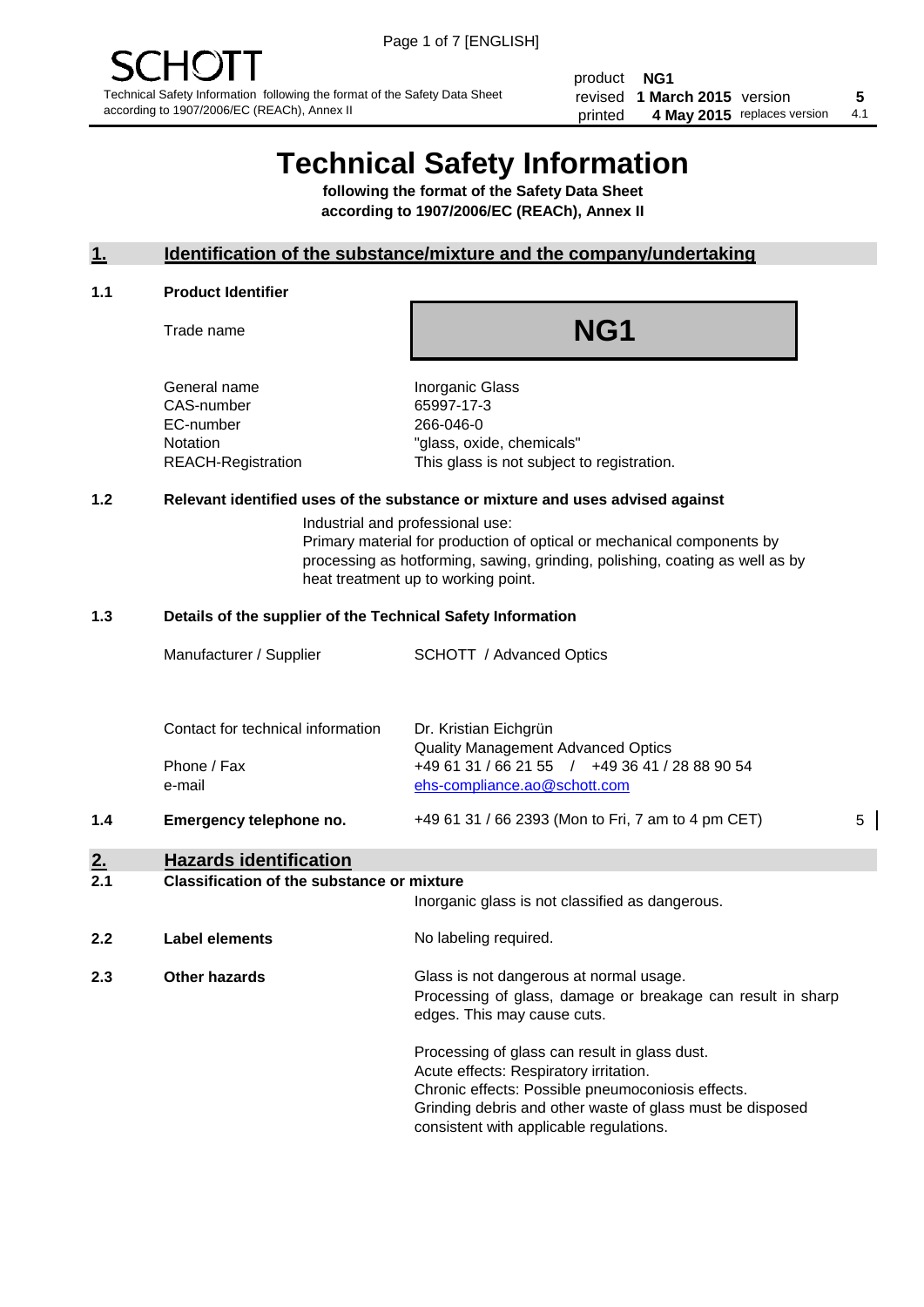SCHOTT

Technical Safety Information following the format of the Safety Data Sheet according to 1907/2006/EC (REACh), Annex II

| product | NG1 | | |
|---|---|---|---|
| revised | 1 March 2015 | version | 5 |
| printed | 4 May 2015 | replaces version | 4.1 |

# Technical Safety Information

**following the format of the Safety Data Sheet according to 1907/2006/EC (REACh), Annex II**

## 1. Identification of the substance/mixture and the company/undertaking

### 1.1 Product Identifier

Trade name: **NG1**

| | |
|---|---|
| General name | Inorganic Glass |
| CAS-number | 65997-17-3 |
| EC-number | 266-046-0 |
| Notation | "glass, oxide, chemicals" |
| REACH-Registration | This glass is not subject to registration. |

### 1.2 Relevant identified uses of the substance or mixture and uses advised against

Industrial and professional use:
Primary material for production of optical or mechanical components by processing as hotforming, sawing, grinding, polishing, coating as well as by heat treatment up to working point.

### 1.3 Details of the supplier of the Technical Safety Information

| | |
|---|---|
| Manufacturer / Supplier | SCHOTT / Advanced Optics |
| Contact for technical information | Dr. Kristian Eichgrün<br>Quality Management Advanced Optics |
| Phone / Fax | +49 61 31 / 66 21 55 / +49 36 41 / 28 88 90 54 |
| e-mail | ehs-compliance.ao@schott.com |

### 1.4 Emergency telephone no.

+49 61 31 / 66 2393 (Mon to Fri, 7 am to 4 pm CET) 5

## 2. Hazards identification

### 2.1 Classification of the substance or mixture

Inorganic glass is not classified as dangerous.

### 2.2 Label elements

No labeling required.

### 2.3 Other hazards

Glass is not dangerous at normal usage.
Processing of glass, damage or breakage can result in sharp edges. This may cause cuts.

Processing of glass can result in glass dust.
Acute effects: Respiratory irritation.
Chronic effects: Possible pneumoconiosis effects.
Grinding debris and other waste of glass must be disposed consistent with applicable regulations.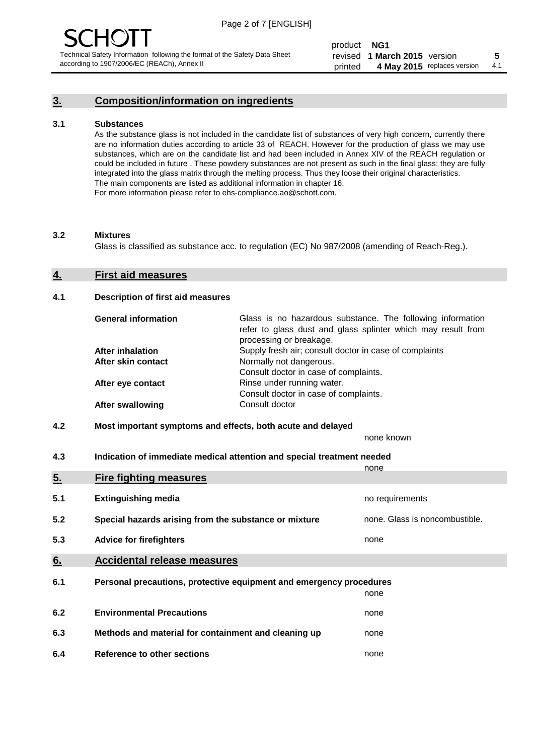## 3. Composition/information on ingredients

### 3.1 Substances

As the substance glass is not included in the candidate list of substances of very high concern, currently there are no information duties according to article 33 of REACH. However for the production of glass we may use substances, which are on the candidate list and had been included in Annex XIV of the REACH regulation or could be included in future . These powdery substances are not present as such in the final glass; they are fully integrated into the glass matrix through the melting process. Thus they loose their original characteristics. The main components are listed as additional information in chapter 16.
For more information please refer to ehs-compliance.ao@schott.com.

### 3.2 Mixtures

Glass is classified as substance acc. to regulation (EC) No 987/2008 (amending of Reach-Reg.).

## 4. First aid measures

### 4.1 Description of first aid measures

| | |
|---|---|
| **General information** | Glass is no hazardous substance. The following information refer to glass dust and glass splinter which may result from processing or breakage. |
| **After inhalation** | Supply fresh air; consult doctor in case of complaints |
| **After skin contact** | Normally not dangerous. Consult doctor in case of complaints. |
| **After eye contact** | Rinse under running water. Consult doctor in case of complaints. |
| **After swallowing** | Consult doctor |

### 4.2 Most important symptoms and effects, both acute and delayed

none known

### 4.3 Indication of immediate medical attention and special treatment needed

none

## 5. Fire fighting measures

| | | |
|---|---|---|
| 5.1 | **Extinguishing media** | no requirements |
| 5.2 | **Special hazards arising from the substance or mixture** | none. Glass is noncombustible. |
| 5.3 | **Advice for firefighters** | none |

## 6. Accidental release measures

| | | |
|---|---|---|
| 6.1 | **Personal precautions, protective equipment and emergency procedures** | none |
| 6.2 | **Environmental Precautions** | none |
| 6.3 | **Methods and material for containment and cleaning up** | none |
| 6.4 | **Reference to other sections** | none |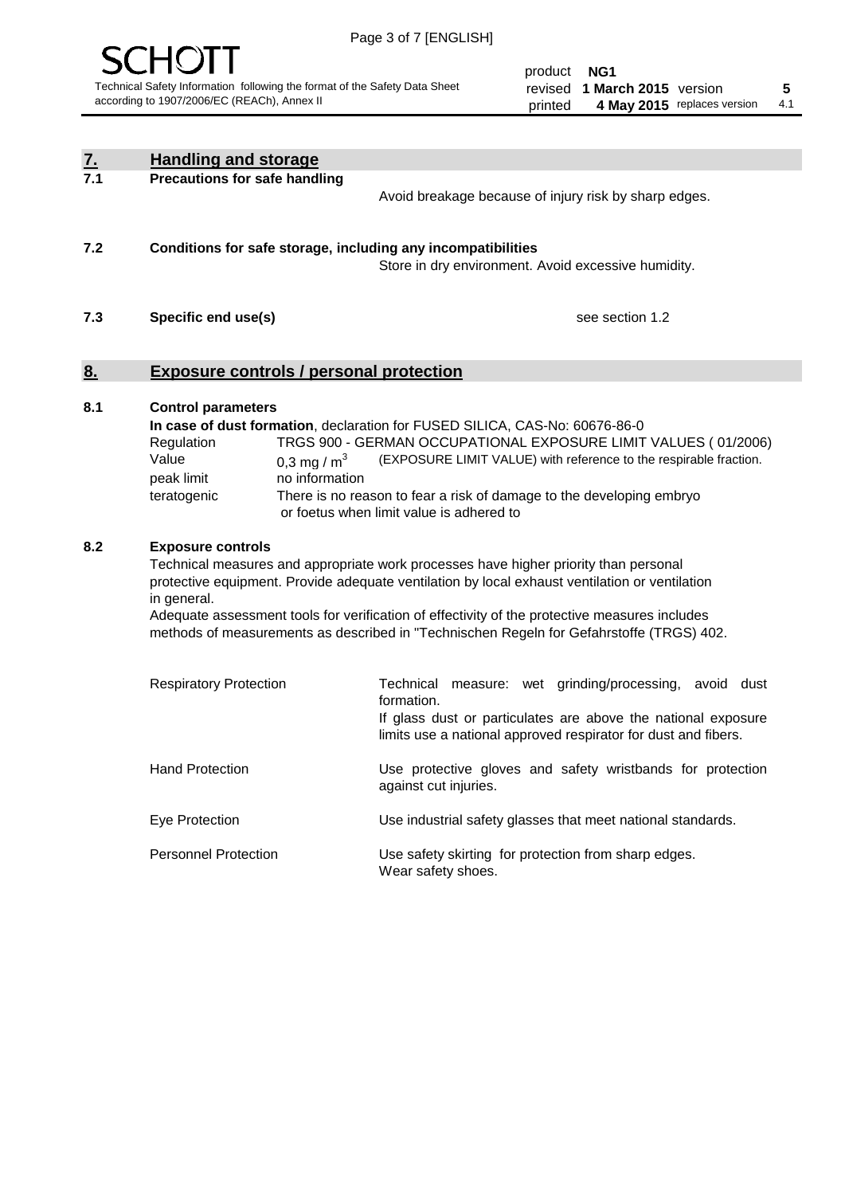## 7. Handling and storage

### 7.1 Precautions for safe handling

Avoid breakage because of injury risk by sharp edges.

### 7.2 Conditions for safe storage, including any incompatibilities

Store in dry environment. Avoid excessive humidity.

### 7.3 Specific end use(s)

see section 1.2

## 8. Exposure controls / personal protection

### 8.1 Control parameters

**In case of dust formation**, declaration for FUSED SILICA, CAS-No: 60676-86-0

| | |
|---|---|
| Regulation | TRGS 900 - GERMAN OCCUPATIONAL EXPOSURE LIMIT VALUES ( 01/2006) |
| Value | 0,3 mg / $m^3$ (EXPOSURE LIMIT VALUE) with reference to the respirable fraction. |
| peak limit | no information |
| teratogenic | There is no reason to fear a risk of damage to the developing embryo or foetus when limit value is adhered to |

### 8.2 Exposure controls

Technical measures and appropriate work processes have higher priority than personal protective equipment. Provide adequate ventilation by local exhaust ventilation or ventilation in general.

Adequate assessment tools for verification of effectivity of the protective measures includes methods of measurements as described in "Technischen Regeln for Gefahrstoffe (TRGS) 402.

| | |
|---|---|
| Respiratory Protection | Technical measure: wet grinding/processing, avoid dust formation. If glass dust or particulates are above the national exposure limits use a national approved respirator for dust and fibers. |
| Hand Protection | Use protective gloves and safety wristbands for protection against cut injuries. |
| Eye Protection | Use industrial safety glasses that meet national standards. |
| Personnel Protection | Use safety skirting for protection from sharp edges. Wear safety shoes. |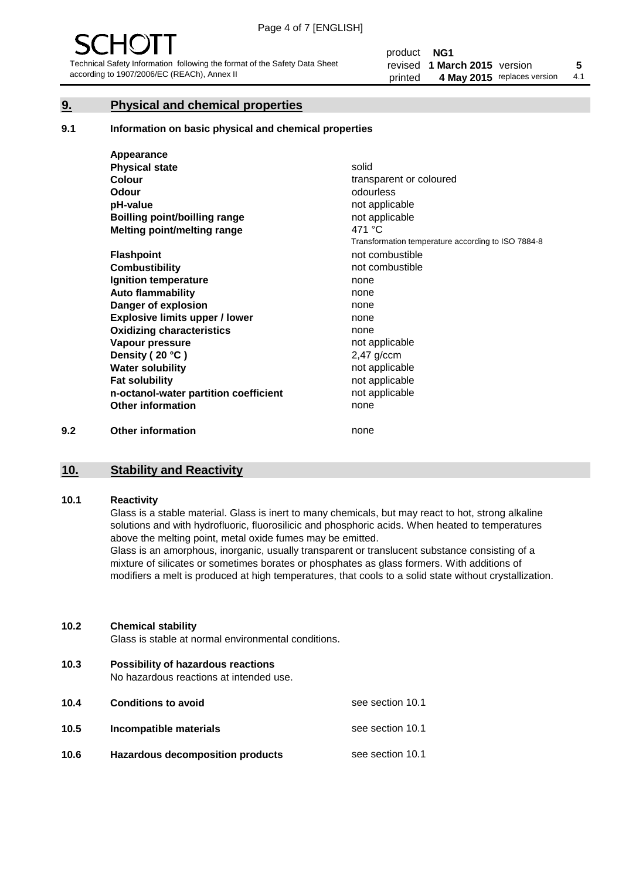## 9. Physical and chemical properties

### 9.1 Information on basic physical and chemical properties

| | |
|---|---|
| **Appearance** | |
| **Physical state** | solid |
| **Colour** | transparent or coloured |
| **Odour** | odourless |
| **pH-value** | not applicable |
| **Boilling point/boilling range** | not applicable |
| **Melting point/melting range** | 471 °C<br>Transformation temperature according to ISO 7884-8 |
| **Flashpoint** | not combustible |
| **Combustibility** | not combustible |
| **Ignition temperature** | none |
| **Auto flammability** | none |
| **Danger of explosion** | none |
| **Explosive limits upper / lower** | none |
| **Oxidizing characteristics** | none |
| **Vapour pressure** | not applicable |
| **Density ( 20 °C )** | 2,47 g/ccm |
| **Water solubility** | not applicable |
| **Fat solubility** | not applicable |
| **n-octanol-water partition coefficient** | not applicable |
| **Other information** | none |

### 9.2 Other information

none

## 10. Stability and Reactivity

### 10.1 Reactivity

Glass is a stable material. Glass is inert to many chemicals, but may react to hot, strong alkaline solutions and with hydrofluoric, fluorosilicic and phosphoric acids. When heated to temperatures above the melting point, metal oxide fumes may be emitted.

Glass is an amorphous, inorganic, usually transparent or translucent substance consisting of a mixture of silicates or sometimes borates or phosphates as glass formers. With additions of modifiers a melt is produced at high temperatures, that cools to a solid state without crystallization.

### 10.2 Chemical stability

Glass is stable at normal environmental conditions.

### 10.3 Possibility of hazardous reactions

No hazardous reactions at intended use.

### 10.4 Conditions to avoid

see section 10.1

### 10.5 Incompatible materials

see section 10.1

### 10.6 Hazardous decomposition products

see section 10.1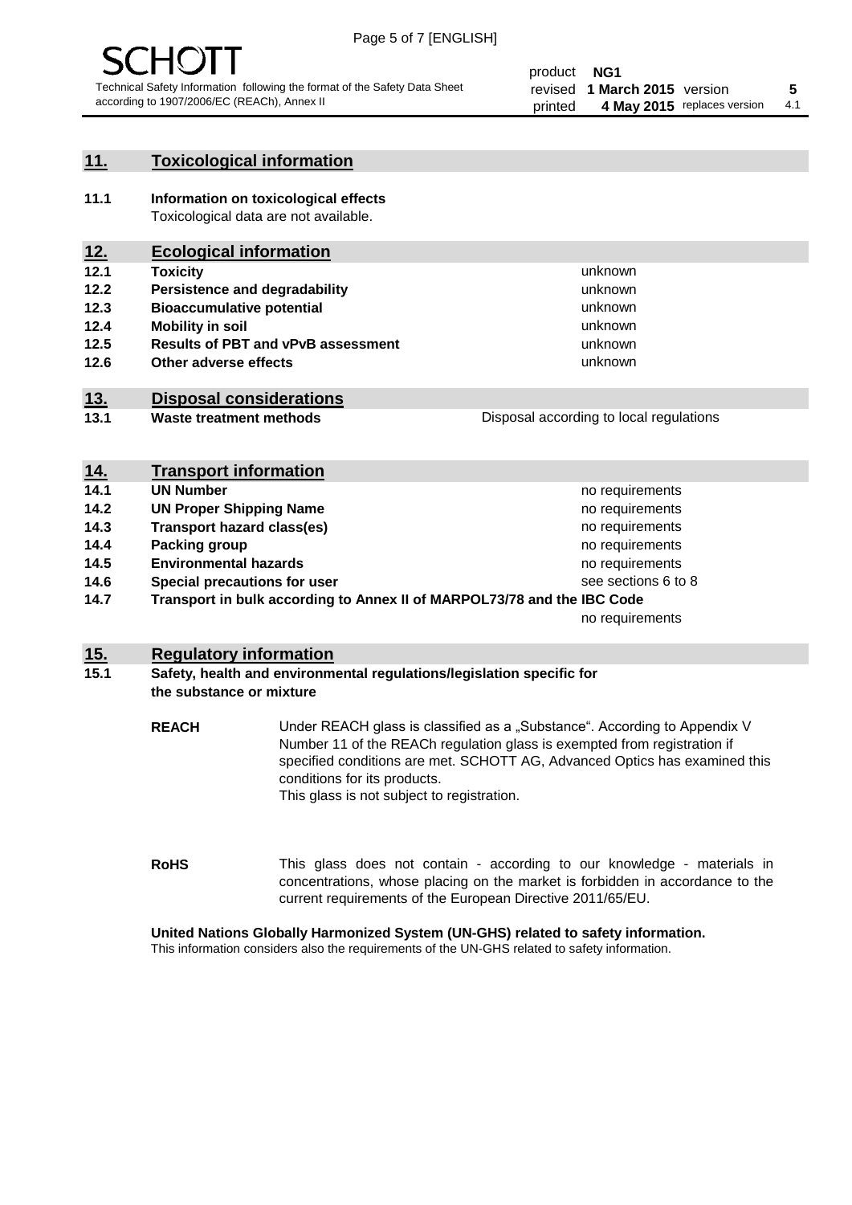## 11. Toxicological information

**11.1 Information on toxicological effects**
Toxicological data are not available.

## 12. Ecological information

| | | |
|---|---|---|
| **12.1** | **Toxicity** | unknown |
| **12.2** | **Persistence and degradability** | unknown |
| **12.3** | **Bioaccumulative potential** | unknown |
| **12.4** | **Mobility in soil** | unknown |
| **12.5** | **Results of PBT and vPvB assessment** | unknown |
| **12.6** | **Other adverse effects** | unknown |

## 13. Disposal considerations

| | | |
|---|---|---|
| **13.1** | **Waste treatment methods** | Disposal according to local regulations |

## 14. Transport information

| | | |
|---|---|---|
| **14.1** | **UN Number** | no requirements |
| **14.2** | **UN Proper Shipping Name** | no requirements |
| **14.3** | **Transport hazard class(es)** | no requirements |
| **14.4** | **Packing group** | no requirements |
| **14.5** | **Environmental hazards** | no requirements |
| **14.6** | **Special precautions for user** | see sections 6 to 8 |
| **14.7** | **Transport in bulk according to Annex II of MARPOL73/78 and the IBC Code** | no requirements |

## 15. Regulatory information

**15.1 Safety, health and environmental regulations/legislation specific for the substance or mixture**

**REACH** Under REACH glass is classified as a „Substance". According to Appendix V Number 11 of the REACh regulation glass is exempted from registration if specified conditions are met. SCHOTT AG, Advanced Optics has examined this conditions for its products.
This glass is not subject to registration.

**RoHS** This glass does not contain - according to our knowledge - materials in concentrations, whose placing on the market is forbidden in accordance to the current requirements of the European Directive 2011/65/EU.

**United Nations Globally Harmonized System (UN-GHS) related to safety information.**
This information considers also the requirements of the UN-GHS related to safety information.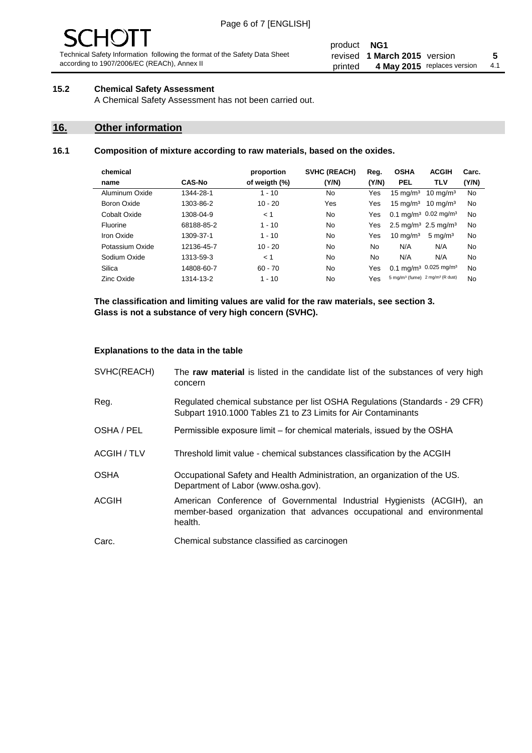### 15.2 Chemical Safety Assessment

A Chemical Safety Assessment has not been carried out.

## 16. Other information

### 16.1 Composition of mixture according to raw materials, based on the oxides.

| chemical name | CAS-No | proportion of weigth (%) | SVHC (REACH) (Y/N) | Reg. (Y/N) | OSHA PEL | ACGIH TLV | Carc. (Y/N) |
|---|---|---|---|---|---|---|---|
| Aluminum Oxide | 1344-28-1 | 1 - 10 | No | Yes | 15 mg/m³ | 10 mg/m³ | No |
| Boron Oxide | 1303-86-2 | 10 - 20 | Yes | Yes | 15 mg/m³ | 10 mg/m³ | No |
| Cobalt Oxide | 1308-04-9 | < 1 | No | Yes | 0.1 mg/m³ | 0.02 mg/m³ | No |
| Fluorine | 68188-85-2 | 1 - 10 | No | Yes | 2.5 mg/m³ | 2.5 mg/m³ | No |
| Iron Oxide | 1309-37-1 | 1 - 10 | No | Yes | 10 mg/m³ | 5 mg/m³ | No |
| Potassium Oxide | 12136-45-7 | 10 - 20 | No | No | N/A | N/A | No |
| Sodium Oxide | 1313-59-3 | < 1 | No | No | N/A | N/A | No |
| Silica | 14808-60-7 | 60 - 70 | No | Yes | 0.1 mg/m³ | 0.025 mg/m³ | No |
| Zinc Oxide | 1314-13-2 | 1 - 10 | No | Yes | 5 mg/m³ (fume) | 2 mg/m³ (R dust) | No |

**The classification and limiting values are valid for the raw materials, see section 3.**
**Glass is not a substance of very high concern (SVHC).**

**Explanations to the data in the table**

| | |
|---|---|
| SVHC(REACH) | The **raw material** is listed in the candidate list of the substances of very high concern |
| Reg. | Regulated chemical substance per list OSHA Regulations (Standards - 29 CFR) Subpart 1910.1000 Tables Z1 to Z3 Limits for Air Contaminants |
| OSHA / PEL | Permissible exposure limit – for chemical materials, issued by the OSHA |
| ACGIH / TLV | Threshold limit value - chemical substances classification by the ACGIH |
| OSHA | Occupational Safety and Health Administration, an organization of the US. Department of Labor (www.osha.gov). |
| ACGIH | American Conference of Governmental Industrial Hygienists (ACGIH), an member-based organization that advances occupational and environmental health. |
| Carc. | Chemical substance classified as carcinogen |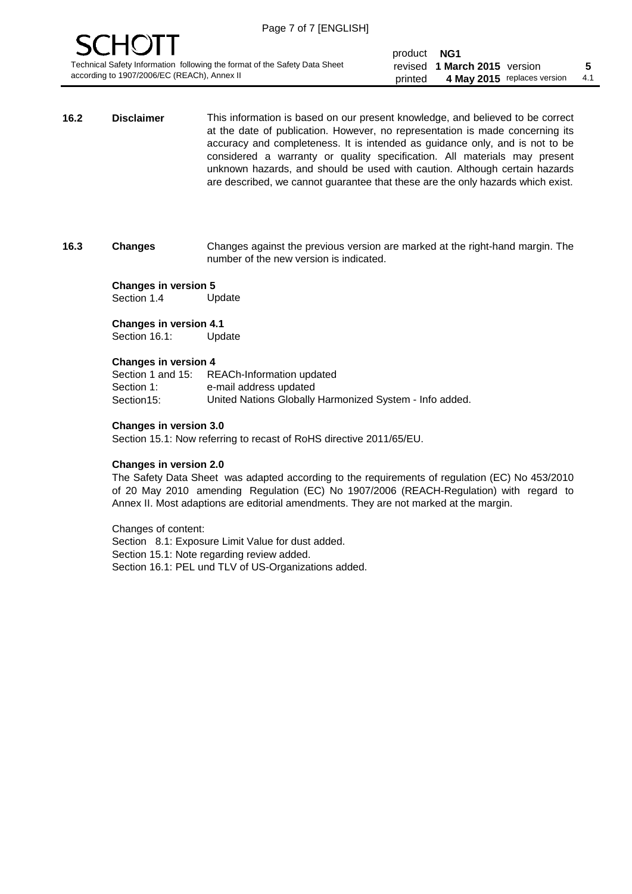**16.2 Disclaimer**

This information is based on our present knowledge, and believed to be correct at the date of publication. However, no representation is made concerning its accuracy and completeness. It is intended as guidance only, and is not to be considered a warranty or quality specification. All materials may present unknown hazards, and should be used with caution. Although certain hazards are described, we cannot guarantee that these are the only hazards which exist.

**16.3 Changes**

Changes against the previous version are marked at the right-hand margin. The number of the new version is indicated.

**Changes in version 5**

Section 1.4 Update

**Changes in version 4.1**

Section 16.1: Update

**Changes in version 4**

| | |
|---|---|
| Section 1 and 15: | REACh-Information updated |
| Section 1: | e-mail address updated |
| Section15: | United Nations Globally Harmonized System - Info added. |

**Changes in version 3.0**

Section 15.1: Now referring to recast of RoHS directive 2011/65/EU.

**Changes in version 2.0**

The Safety Data Sheet was adapted according to the requirements of regulation (EC) No 453/2010 of 20 May 2010 amending Regulation (EC) No 1907/2006 (REACH-Regulation) with regard to Annex II. Most adaptions are editorial amendments. They are not marked at the margin.

Changes of content:
Section 8.1: Exposure Limit Value for dust added.
Section 15.1: Note regarding review added.
Section 16.1: PEL und TLV of US-Organizations added.